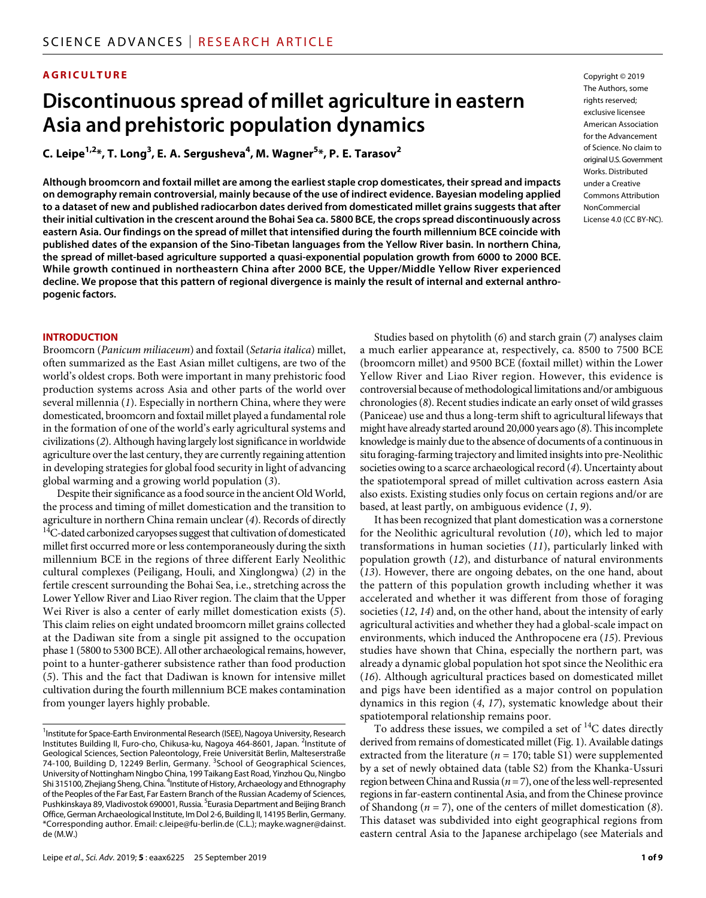AGRICULTURE

# Discontinuous spread of millet agriculture in eastern Asia and prehistoric population dynamics

**C. Leipe[1,2]*, T. Long[3], E. A. Sergusheva[4], M. Wagner[5]*, P. E. Tarasov[2]**

Copyright © 2019 The Authors, some rights reserved; exclusive licensee American Association for the Advancement of Science. No claim to original U.S. Government Works. Distributed under a Creative Commons Attribution NonCommercial License 4.0 (CC BY-NC).

**Although broomcorn and foxtail millet are among the earliest staple crop domesticates, their spread and impacts on demography remain controversial, mainly because of the use of indirect evidence. Bayesian modeling applied to a dataset of new and published radiocarbon dates derived from domesticated millet grains suggests that after their initial cultivation in the crescent around the Bohai Sea ca. 5800 BCE, the crops spread discontinuously across eastern Asia. Our findings on the spread of millet that intensified during the fourth millennium BCE coincide with published dates of the expansion of the Sino-Tibetan languages from the Yellow River basin. In northern China, the spread of millet-based agriculture supported a quasi-exponential population growth from 6000 to 2000 BCE. While growth continued in northeastern China after 2000 BCE, the Upper/Middle Yellow River experienced decline. We propose that this pattern of regional divergence is mainly the result of internal and external anthropogenic factors.**

## INTRODUCTION

Broomcorn (*Panicum miliaceum*) and foxtail (*Setaria italica*) millet, often summarized as the East Asian millet cultigens, are two of the world's oldest crops. Both were important in many prehistoric food production systems across Asia and other parts of the world over several millennia (*1*). Especially in northern China, where they were domesticated, broomcorn and foxtail millet played a fundamental role in the formation of one of the world's early agricultural systems and civilizations (*2*). Although having largely lost significance in worldwide agriculture over the last century, they are currently regaining attention in developing strategies for global food security in light of advancing global warming and a growing world population (*3*).

Despite their significance as a food source in the ancient Old World, the process and timing of millet domestication and the transition to agriculture in northern China remain unclear (*4*). Records of directly $^{14}$C-dated carbonized caryopses suggest that cultivation of domesticated millet first occurred more or less contemporaneously during the sixth millennium BCE in the regions of three different Early Neolithic cultural complexes (Peiligang, Houli, and Xinglongwa) (*2*) in the fertile crescent surrounding the Bohai Sea, i.e., stretching across the Lower Yellow River and Liao River region. The claim that the Upper Wei River is also a center of early millet domestication exists (*5*). This claim relies on eight undated broomcorn millet grains collected at the Dadiwan site from a single pit assigned to the occupation phase 1 (5800 to 5300 BCE). All other archaeological remains, however, point to a hunter-gatherer subsistence rather than food production (*5*). This and the fact that Dadiwan is known for intensive millet cultivation during the fourth millennium BCE makes contamination from younger layers highly probable.

Studies based on phytolith (*6*) and starch grain (*7*) analyses claim a much earlier appearance at, respectively, ca. 8500 to 7500 BCE (broomcorn millet) and 9500 BCE (foxtail millet) within the Lower Yellow River and Liao River region. However, this evidence is controversial because of methodological limitations and/or ambiguous chronologies (*8*). Recent studies indicate an early onset of wild grasses (Paniceae) use and thus a long-term shift to agricultural lifeways that might have already started around 20,000 years ago (*8*). This incomplete knowledge is mainly due to the absence of documents of a continuous in situ foraging-farming trajectory and limited insights into pre-Neolithic societies owing to a scarce archaeological record (*4*). Uncertainty about the spatiotemporal spread of millet cultivation across eastern Asia also exists. Existing studies only focus on certain regions and/or are based, at least partly, on ambiguous evidence (*1*, *9*).

It has been recognized that plant domestication was a cornerstone for the Neolithic agricultural revolution (*10*), which led to major transformations in human societies (*11*), particularly linked with population growth (*12*), and disturbance of natural environments (*13*). However, there are ongoing debates, on the one hand, about the pattern of this population growth including whether it was accelerated and whether it was different from those of foraging societies (*12*, *14*) and, on the other hand, about the intensity of early agricultural activities and whether they had a global-scale impact on environments, which induced the Anthropocene era (*15*). Previous studies have shown that China, especially the northern part, was already a dynamic global population hot spot since the Neolithic era (*16*). Although agricultural practices based on domesticated millet and pigs have been identified as a major control on population dynamics in this region (*4*, *17*), systematic knowledge about their spatiotemporal relationship remains poor.

To address these issues, we compiled a set of $^{14}$C dates directly derived from remains of domesticated millet (Fig. 1). Available datings extracted from the literature ($n$ = 170; table S1) were supplemented by a set of newly obtained data (table S2) from the Khanka-Ussuri region between China and Russia ($n$ = 7), one of the less well-represented regions in far-eastern continental Asia, and from the Chinese province of Shandong ($n$ = 7), one of the centers of millet domestication (*8*). This dataset was subdivided into eight geographical regions from eastern central Asia to the Japanese archipelago (see Materials and

---

[1]Institute for Space-Earth Environmental Research (ISEE), Nagoya University, Research Institutes Building II, Furo-cho, Chikusa-ku, Nagoya 464-8601, Japan. [2]Institute of Geological Sciences, Section Paleontology, Freie Universität Berlin, Malteserstraße 74-100, Building D, 12249 Berlin, Germany. [3]School of Geographical Sciences, University of Nottingham Ningbo China, 199 Taikang East Road, Yinzhou Qu, Ningbo Shi 315100, Zhejiang Sheng, China. [4]Institute of History, Archaeology and Ethnography of the Peoples of the Far East, Far Eastern Branch of the Russian Academy of Sciences, Pushkinskaya 89, Vladivostok 690001, Russia. [5]Eurasia Department and Beijing Branch Office, German Archaeological Institute, Im Dol 2-6, Building II, 14195 Berlin, Germany.
*Corresponding author. Email: c.leipe@fu-berlin.de (C.L.); mayke.wagner@dainst.de (M.W.)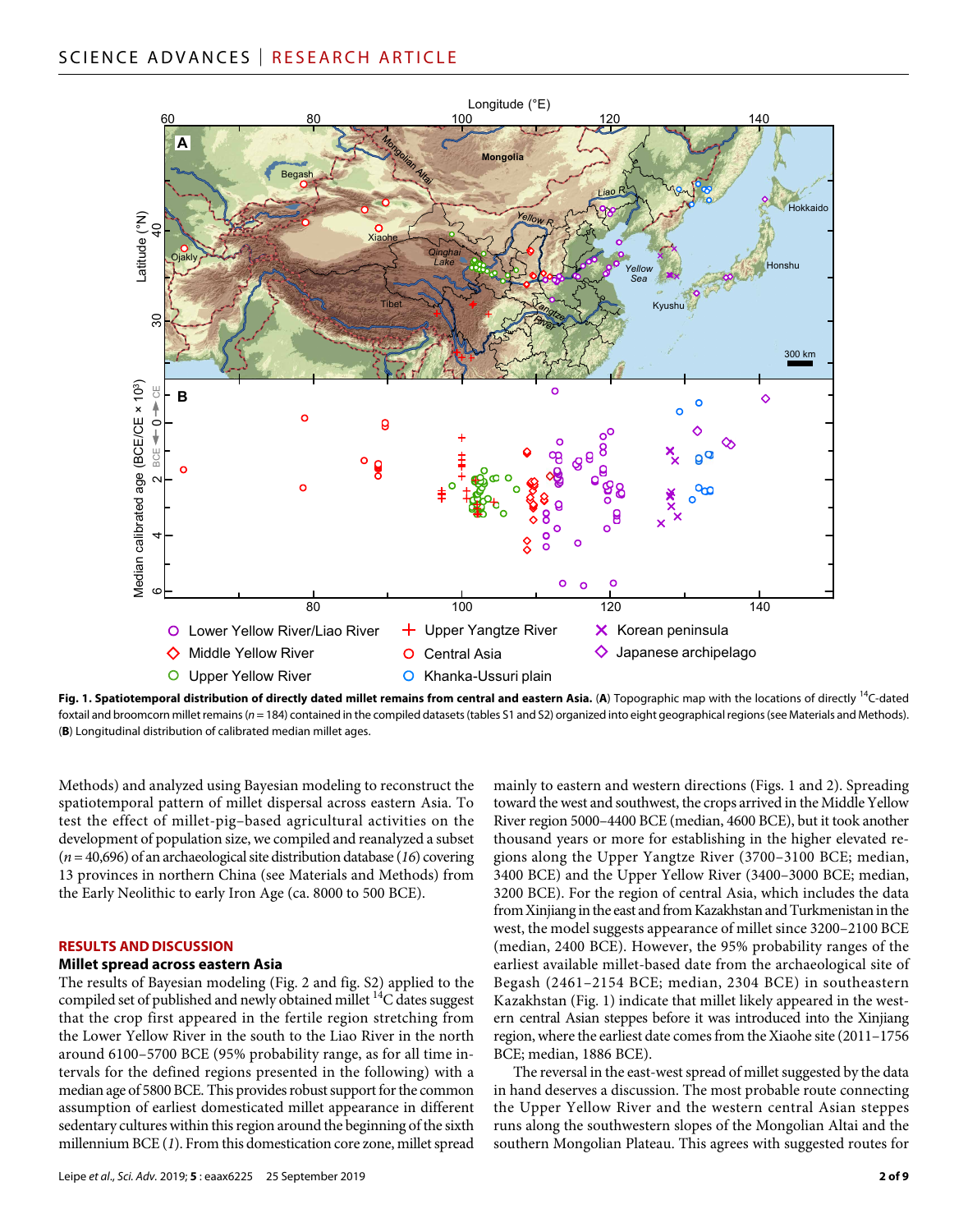**Fig. 1. Spatiotemporal distribution of directly dated millet remains from central and eastern Asia.** (**A**) Topographic map with the locations of directly $^{14}$C-dated foxtail and broomcorn millet remains (*n* = 184) contained in the compiled datasets (tables S1 and S2) organized into eight geographical regions (see Materials and Methods). (**B**) Longitudinal distribution of calibrated median millet ages.

Methods) and analyzed using Bayesian modeling to reconstruct the spatiotemporal pattern of millet dispersal across eastern Asia. To test the effect of millet-pig–based agricultural activities on the development of population size, we compiled and reanalyzed a subset (*n* = 40,696) of an archaeological site distribution database (*16*) covering 13 provinces in northern China (see Materials and Methods) from the Early Neolithic to early Iron Age (ca. 8000 to 500 BCE).

## RESULTS AND DISCUSSION

### Millet spread across eastern Asia

The results of Bayesian modeling (Fig. 2 and fig. S2) applied to the compiled set of published and newly obtained millet $^{14}$C dates suggest that the crop first appeared in the fertile region stretching from the Lower Yellow River in the south to the Liao River in the north around 6100–5700 BCE (95% probability range, as for all time intervals for the defined regions presented in the following) with a median age of 5800 BCE. This provides robust support for the common assumption of earliest domesticated millet appearance in different sedentary cultures within this region around the beginning of the sixth millennium BCE (*1*). From this domestication core zone, millet spread mainly to eastern and western directions (Figs. 1 and 2). Spreading toward the west and southwest, the crops arrived in the Middle Yellow River region 5000–4400 BCE (median, 4600 BCE), but it took another thousand years or more for establishing in the higher elevated regions along the Upper Yangtze River (3700–3100 BCE; median, 3400 BCE) and the Upper Yellow River (3400–3000 BCE; median, 3200 BCE). For the region of central Asia, which includes the data from Xinjiang in the east and from Kazakhstan and Turkmenistan in the west, the model suggests appearance of millet since 3200–2100 BCE (median, 2400 BCE). However, the 95% probability ranges of the earliest available millet-based date from the archaeological site of Begash (2461–2154 BCE; median, 2304 BCE) in southeastern Kazakhstan (Fig. 1) indicate that millet likely appeared in the western central Asian steppes before it was introduced into the Xinjiang region, where the earliest date comes from the Xiaohe site (2011–1756 BCE; median, 1886 BCE).

The reversal in the east-west spread of millet suggested by the data in hand deserves a discussion. The most probable route connecting the Upper Yellow River and the western central Asian steppes runs along the southwestern slopes of the Mongolian Altai and the southern Mongolian Plateau. This agrees with suggested routes for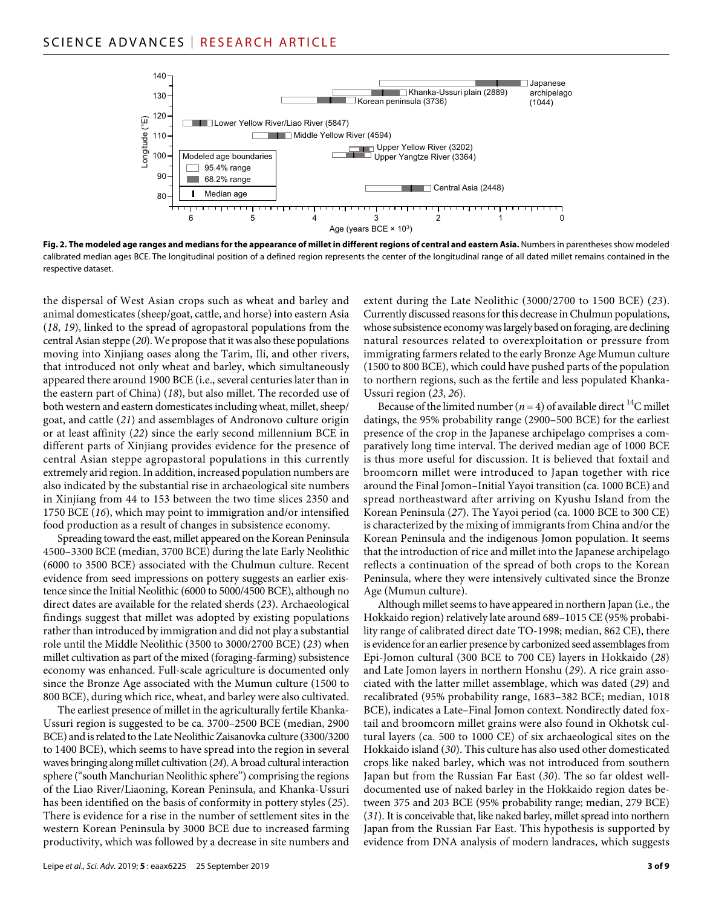**Fig. 2. The modeled age ranges and medians for the appearance of millet in different regions of central and eastern Asia.** Numbers in parentheses show modeled calibrated median ages BCE. The longitudinal position of a defined region represents the center of the longitudinal range of all dated millet remains contained in the respective dataset.

the dispersal of West Asian crops such as wheat and barley and animal domesticates (sheep/goat, cattle, and horse) into eastern Asia (*18*, *19*), linked to the spread of agropastoral populations from the central Asian steppe (*20*). We propose that it was also these populations moving into Xinjiang oases along the Tarim, Ili, and other rivers, that introduced not only wheat and barley, which simultaneously appeared there around 1900 BCE (i.e., several centuries later than in the eastern part of China) (*18*), but also millet. The recorded use of both western and eastern domesticates including wheat, millet, sheep/goat, and cattle (*21*) and assemblages of Andronovo culture origin or at least affinity (*22*) since the early second millennium BCE in different parts of Xinjiang provides evidence for the presence of central Asian steppe agropastoral populations in this currently extremely arid region. In addition, increased population numbers are also indicated by the substantial rise in archaeological site numbers in Xinjiang from 44 to 153 between the two time slices 2350 and 1750 BCE (*16*), which may point to immigration and/or intensified food production as a result of changes in subsistence economy.

Spreading toward the east, millet appeared on the Korean Peninsula 4500–3300 BCE (median, 3700 BCE) during the late Early Neolithic (6000 to 3500 BCE) associated with the Chulmun culture. Recent evidence from seed impressions on pottery suggests an earlier existence since the Initial Neolithic (6000 to 5000/4500 BCE), although no direct dates are available for the related sherds (*23*). Archaeological findings suggest that millet was adopted by existing populations rather than introduced by immigration and did not play a substantial role until the Middle Neolithic (3500 to 3000/2700 BCE) (*23*) when millet cultivation as part of the mixed (foraging-farming) subsistence economy was enhanced. Full-scale agriculture is documented only since the Bronze Age associated with the Mumun culture (1500 to 800 BCE), during which rice, wheat, and barley were also cultivated.

The earliest presence of millet in the agriculturally fertile Khanka-Ussuri region is suggested to be ca. 3700–2500 BCE (median, 2900 BCE) and is related to the Late Neolithic Zaisanovka culture (3300/3200 to 1400 BCE), which seems to have spread into the region in several waves bringing along millet cultivation (*24*). A broad cultural interaction sphere ("south Manchurian Neolithic sphere") comprising the regions of the Liao River/Liaoning, Korean Peninsula, and Khanka-Ussuri has been identified on the basis of conformity in pottery styles (*25*). There is evidence for a rise in the number of settlement sites in the western Korean Peninsula by 3000 BCE due to increased farming productivity, which was followed by a decrease in site numbers and extent during the Late Neolithic (3000/2700 to 1500 BCE) (*23*). Currently discussed reasons for this decrease in Chulmun populations, whose subsistence economy was largely based on foraging, are declining natural resources related to overexploitation or pressure from immigrating farmers related to the early Bronze Age Mumun culture (1500 to 800 BCE), which could have pushed parts of the population to northern regions, such as the fertile and less populated Khanka-Ussuri region (*23*, *26*).

Because of the limited number ($n = 4$) of available direct $^{14}C$ millet datings, the 95% probability range (2900–500 BCE) for the earliest presence of the crop in the Japanese archipelago comprises a comparatively long time interval. The derived median age of 1000 BCE is thus more useful for discussion. It is believed that foxtail and broomcorn millet were introduced to Japan together with rice around the Final Jomon–Initial Yayoi transition (ca. 1000 BCE) and spread northeastward after arriving on Kyushu Island from the Korean Peninsula (*27*). The Yayoi period (ca. 1000 BCE to 300 CE) is characterized by the mixing of immigrants from China and/or the Korean Peninsula and the indigenous Jomon population. It seems that the introduction of rice and millet into the Japanese archipelago reflects a continuation of the spread of both crops to the Korean Peninsula, where they were intensively cultivated since the Bronze Age (Mumun culture).

Although millet seems to have appeared in northern Japan (i.e., the Hokkaido region) relatively late around 689–1015 CE (95% probability range of calibrated direct date TO-1998; median, 862 CE), there is evidence for an earlier presence by carbonized seed assemblages from Epi-Jomon cultural (300 BCE to 700 CE) layers in Hokkaido (*28*) and Late Jomon layers in northern Honshu (*29*). A rice grain associated with the latter millet assemblage, which was dated (*29*) and recalibrated (95% probability range, 1683–382 BCE; median, 1018 BCE), indicates a Late–Final Jomon context. Nondirectly dated foxtail and broomcorn millet grains were also found in Okhotsk cultural layers (ca. 500 to 1000 CE) of six archaeological sites on the Hokkaido island (*30*). This culture has also used other domesticated crops like naked barley, which was not introduced from southern Japan but from the Russian Far East (*30*). The so far oldest well-documented use of naked barley in the Hokkaido region dates between 375 and 203 BCE (95% probability range; median, 279 BCE) (*31*). It is conceivable that, like naked barley, millet spread into northern Japan from the Russian Far East. This hypothesis is supported by evidence from DNA analysis of modern landraces, which suggests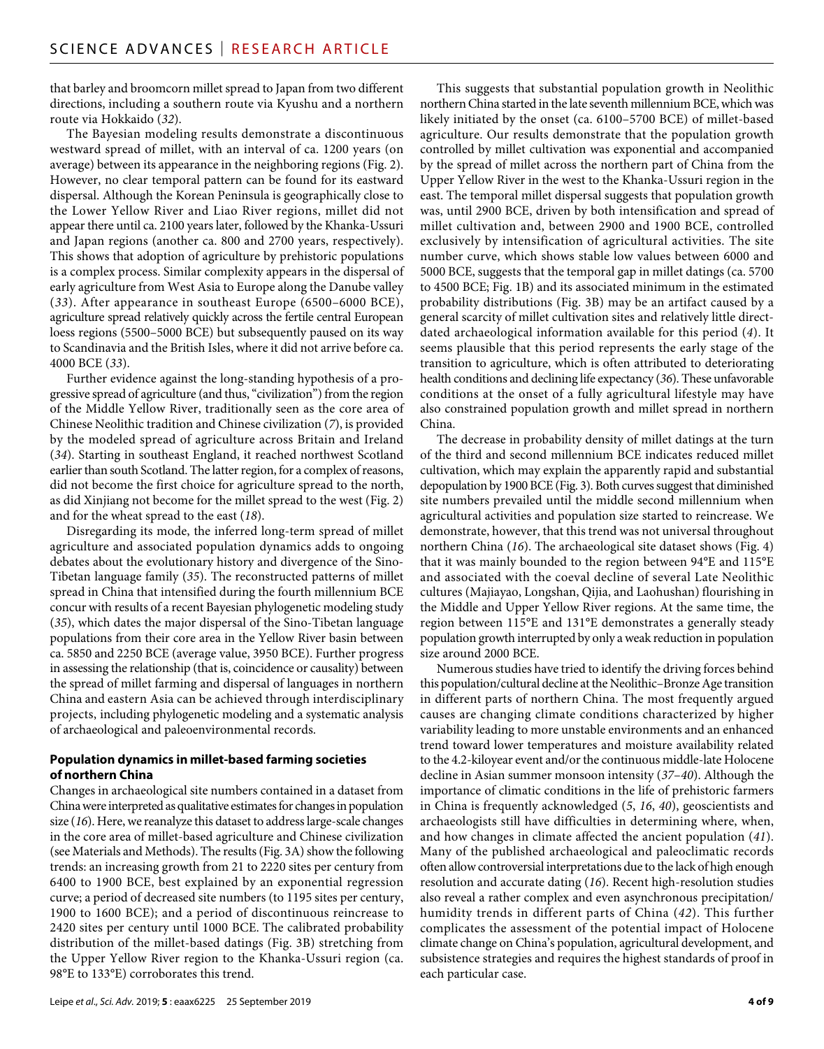that barley and broomcorn millet spread to Japan from two different directions, including a southern route via Kyushu and a northern route via Hokkaido (*32*).

The Bayesian modeling results demonstrate a discontinuous westward spread of millet, with an interval of ca. 1200 years (on average) between its appearance in the neighboring regions (Fig. 2). However, no clear temporal pattern can be found for its eastward dispersal. Although the Korean Peninsula is geographically close to the Lower Yellow River and Liao River regions, millet did not appear there until ca. 2100 years later, followed by the Khanka-Ussuri and Japan regions (another ca. 800 and 2700 years, respectively). This shows that adoption of agriculture by prehistoric populations is a complex process. Similar complexity appears in the dispersal of early agriculture from West Asia to Europe along the Danube valley (*33*). After appearance in southeast Europe (6500–6000 BCE), agriculture spread relatively quickly across the fertile central European loess regions (5500–5000 BCE) but subsequently paused on its way to Scandinavia and the British Isles, where it did not arrive before ca. 4000 BCE (*33*).

Further evidence against the long-standing hypothesis of a progressive spread of agriculture (and thus, "civilization") from the region of the Middle Yellow River, traditionally seen as the core area of Chinese Neolithic tradition and Chinese civilization (*7*), is provided by the modeled spread of agriculture across Britain and Ireland (*34*). Starting in southeast England, it reached northwest Scotland earlier than south Scotland. The latter region, for a complex of reasons, did not become the first choice for agriculture spread to the north, as did Xinjiang not become for the millet spread to the west (Fig. 2) and for the wheat spread to the east (*18*).

Disregarding its mode, the inferred long-term spread of millet agriculture and associated population dynamics adds to ongoing debates about the evolutionary history and divergence of the Sino-Tibetan language family (*35*). The reconstructed patterns of millet spread in China that intensified during the fourth millennium BCE concur with results of a recent Bayesian phylogenetic modeling study (*35*), which dates the major dispersal of the Sino-Tibetan language populations from their core area in the Yellow River basin between ca. 5850 and 2250 BCE (average value, 3950 BCE). Further progress in assessing the relationship (that is, coincidence or causality) between the spread of millet farming and dispersal of languages in northern China and eastern Asia can be achieved through interdisciplinary projects, including phylogenetic modeling and a systematic analysis of archaeological and paleoenvironmental records.

### Population dynamics in millet-based farming societies of northern China

Changes in archaeological site numbers contained in a dataset from China were interpreted as qualitative estimates for changes in population size (*16*). Here, we reanalyze this dataset to address large-scale changes in the core area of millet-based agriculture and Chinese civilization (see Materials and Methods). The results (Fig. 3A) show the following trends: an increasing growth from 21 to 2220 sites per century from 6400 to 1900 BCE, best explained by an exponential regression curve; a period of decreased site numbers (to 1195 sites per century, 1900 to 1600 BCE); and a period of discontinuous reincrease to 2420 sites per century until 1000 BCE. The calibrated probability distribution of the millet-based datings (Fig. 3B) stretching from the Upper Yellow River region to the Khanka-Ussuri region (ca. 98°E to 133°E) corroborates this trend.

This suggests that substantial population growth in Neolithic northern China started in the late seventh millennium BCE, which was likely initiated by the onset (ca. 6100–5700 BCE) of millet-based agriculture. Our results demonstrate that the population growth controlled by millet cultivation was exponential and accompanied by the spread of millet across the northern part of China from the Upper Yellow River in the west to the Khanka-Ussuri region in the east. The temporal millet dispersal suggests that population growth was, until 2900 BCE, driven by both intensification and spread of millet cultivation and, between 2900 and 1900 BCE, controlled exclusively by intensification of agricultural activities. The site number curve, which shows stable low values between 6000 and 5000 BCE, suggests that the temporal gap in millet datings (ca. 5700 to 4500 BCE; Fig. 1B) and its associated minimum in the estimated probability distributions (Fig. 3B) may be an artifact caused by a general scarcity of millet cultivation sites and relatively little direct-dated archaeological information available for this period (*4*). It seems plausible that this period represents the early stage of the transition to agriculture, which is often attributed to deteriorating health conditions and declining life expectancy (*36*). These unfavorable conditions at the onset of a fully agricultural lifestyle may have also constrained population growth and millet spread in northern China.

The decrease in probability density of millet datings at the turn of the third and second millennium BCE indicates reduced millet cultivation, which may explain the apparently rapid and substantial depopulation by 1900 BCE (Fig. 3). Both curves suggest that diminished site numbers prevailed until the middle second millennium when agricultural activities and population size started to reincrease. We demonstrate, however, that this trend was not universal throughout northern China (*16*). The archaeological site dataset shows (Fig. 4) that it was mainly bounded to the region between 94°E and 115°E and associated with the coeval decline of several Late Neolithic cultures (Majiayao, Longshan, Qijia, and Laohushan) flourishing in the Middle and Upper Yellow River regions. At the same time, the region between 115°E and 131°E demonstrates a generally steady population growth interrupted by only a weak reduction in population size around 2000 BCE.

Numerous studies have tried to identify the driving forces behind this population/cultural decline at the Neolithic–Bronze Age transition in different parts of northern China. The most frequently argued causes are changing climate conditions characterized by higher variability leading to more unstable environments and an enhanced trend toward lower temperatures and moisture availability related to the 4.2-kiloyear event and/or the continuous middle-late Holocene decline in Asian summer monsoon intensity (*37*–*40*). Although the importance of climatic conditions in the life of prehistoric farmers in China is frequently acknowledged (*5*, *16*, *40*), geoscientists and archaeologists still have difficulties in determining where, when, and how changes in climate affected the ancient population (*41*). Many of the published archaeological and paleoclimatic records often allow controversial interpretations due to the lack of high enough resolution and accurate dating (*16*). Recent high-resolution studies also reveal a rather complex and even asynchronous precipitation/humidity trends in different parts of China (*42*). This further complicates the assessment of the potential impact of Holocene climate change on China's population, agricultural development, and subsistence strategies and requires the highest standards of proof in each particular case.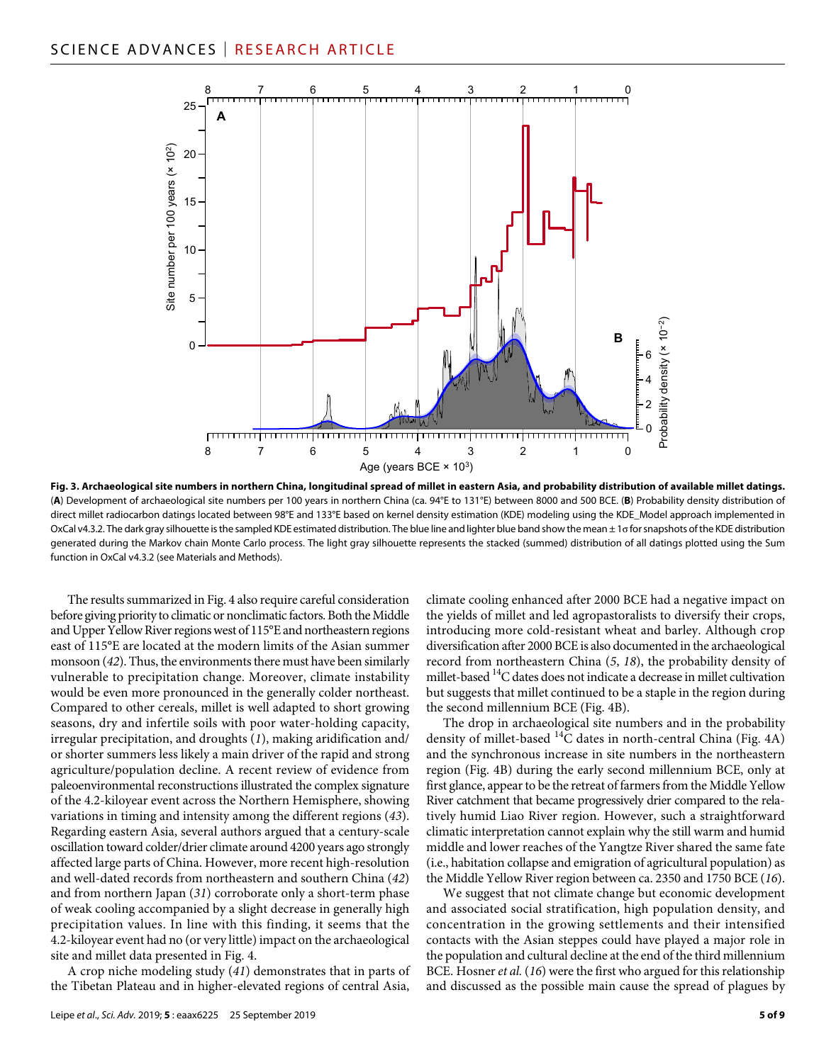**Fig. 3. Archaeological site numbers in northern China, longitudinal spread of millet in eastern Asia, and probability distribution of available millet datings.** (**A**) Development of archaeological site numbers per 100 years in northern China (ca. 94°E to 131°E) between 8000 and 500 BCE. (**B**) Probability density distribution of direct millet radiocarbon datings located between 98°E and 133°E based on kernel density estimation (KDE) modeling using the KDE_Model approach implemented in OxCal v4.3.2. The dark gray silhouette is the sampled KDE estimated distribution. The blue line and lighter blue band show the mean ± 1σ for snapshots of the KDE distribution generated during the Markov chain Monte Carlo process. The light gray silhouette represents the stacked (summed) distribution of all datings plotted using the Sum function in OxCal v4.3.2 (see Materials and Methods).

The results summarized in Fig. 4 also require careful consideration before giving priority to climatic or nonclimatic factors. Both the Middle and Upper Yellow River regions west of 115°E and northeastern regions east of 115°E are located at the modern limits of the Asian summer monsoon (*42*). Thus, the environments there must have been similarly vulnerable to precipitation change. Moreover, climate instability would be even more pronounced in the generally colder northeast. Compared to other cereals, millet is well adapted to short growing seasons, dry and infertile soils with poor water-holding capacity, irregular precipitation, and droughts (*1*), making aridification and/or shorter summers less likely a main driver of the rapid and strong agriculture/population decline. A recent review of evidence from paleoenvironmental reconstructions illustrated the complex signature of the 4.2-kiloyear event across the Northern Hemisphere, showing variations in timing and intensity among the different regions (*43*). Regarding eastern Asia, several authors argued that a century-scale oscillation toward colder/drier climate around 4200 years ago strongly affected large parts of China. However, more recent high-resolution and well-dated records from northeastern and southern China (*42*) and from northern Japan (*31*) corroborate only a short-term phase of weak cooling accompanied by a slight decrease in generally high precipitation values. In line with this finding, it seems that the 4.2-kiloyear event had no (or very little) impact on the archaeological site and millet data presented in Fig. 4.

A crop niche modeling study (*41*) demonstrates that in parts of the Tibetan Plateau and in higher-elevated regions of central Asia, climate cooling enhanced after 2000 BCE had a negative impact on the yields of millet and led agropastoralists to diversify their crops, introducing more cold-resistant wheat and barley. Although crop diversification after 2000 BCE is also documented in the archaeological record from northeastern China (*5*, *18*), the probability density of millet-based $^{14}$C dates does not indicate a decrease in millet cultivation but suggests that millet continued to be a staple in the region during the second millennium BCE (Fig. 4B).

The drop in archaeological site numbers and in the probability density of millet-based $^{14}$C dates in north-central China (Fig. 4A) and the synchronous increase in site numbers in the northeastern region (Fig. 4B) during the early second millennium BCE, only at first glance, appear to be the retreat of farmers from the Middle Yellow River catchment that became progressively drier compared to the relatively humid Liao River region. However, such a straightforward climatic interpretation cannot explain why the still warm and humid middle and lower reaches of the Yangtze River shared the same fate (i.e., habitation collapse and emigration of agricultural population) as the Middle Yellow River region between ca. 2350 and 1750 BCE (*16*).

We suggest that not climate change but economic development and associated social stratification, high population density, and concentration in the growing settlements and their intensified contacts with the Asian steppes could have played a major role in the population and cultural decline at the end of the third millennium BCE. Hosner *et al.* (*16*) were the first who argued for this relationship and discussed as the possible main cause the spread of plagues by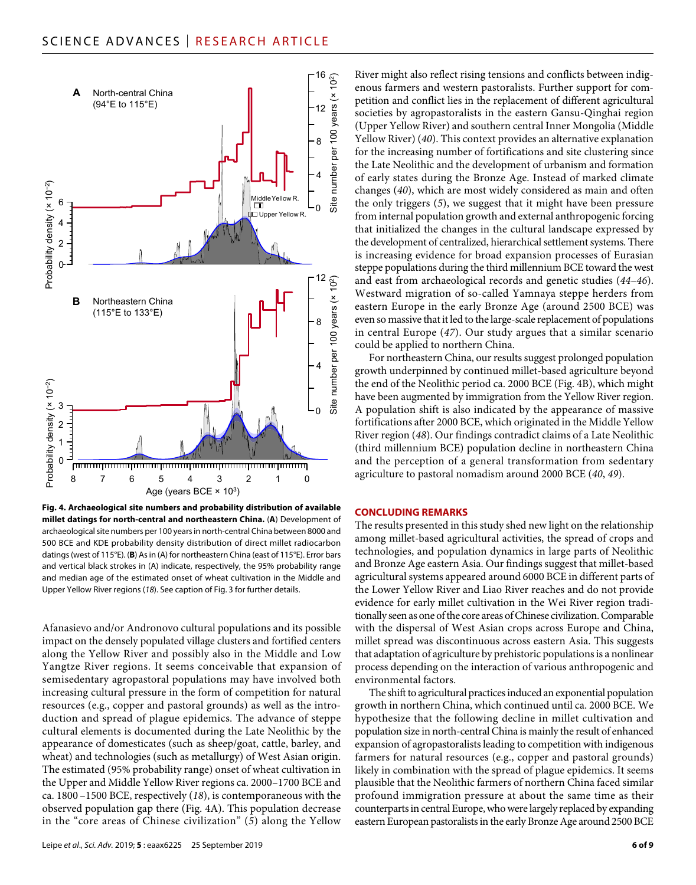**Fig. 4. Archaeological site numbers and probability distribution of available millet datings for north-central and northeastern China.** (**A**) Development of archaeological site numbers per 100 years in north-central China between 8000 and 500 BCE and KDE probability density distribution of direct millet radiocarbon datings (west of 115°E). (**B**) As in (A) for northeastern China (east of 115°E). Error bars and vertical black strokes in (A) indicate, respectively, the 95% probability range and median age of the estimated onset of wheat cultivation in the Middle and Upper Yellow River regions (*18*). See caption of Fig. 3 for further details.

Afanasievo and/or Andronovo cultural populations and its possible impact on the densely populated village clusters and fortified centers along the Yellow River and possibly also in the Middle and Low Yangtze River regions. It seems conceivable that expansion of semisedentary agropastoral populations may have involved both increasing cultural pressure in the form of competition for natural resources (e.g., copper and pastoral grounds) as well as the introduction and spread of plague epidemics. The advance of steppe cultural elements is documented during the Late Neolithic by the appearance of domesticates (such as sheep/goat, cattle, barley, and wheat) and technologies (such as metallurgy) of West Asian origin. The estimated (95% probability range) onset of wheat cultivation in the Upper and Middle Yellow River regions ca. 2000–1700 BCE and ca. 1800 –1500 BCE, respectively (*18*), is contemporaneous with the observed population gap there (Fig. 4A). This population decrease in the "core areas of Chinese civilization" (*5*) along the Yellow River might also reflect rising tensions and conflicts between indigenous farmers and western pastoralists. Further support for competition and conflict lies in the replacement of different agricultural societies by agropastoralists in the eastern Gansu-Qinghai region (Upper Yellow River) and southern central Inner Mongolia (Middle Yellow River) (*40*). This context provides an alternative explanation for the increasing number of fortifications and site clustering since the Late Neolithic and the development of urbanism and formation of early states during the Bronze Age. Instead of marked climate changes (*40*), which are most widely considered as main and often the only triggers (*5*), we suggest that it might have been pressure from internal population growth and external anthropogenic forcing that initialized the changes in the cultural landscape expressed by the development of centralized, hierarchical settlement systems. There is increasing evidence for broad expansion processes of Eurasian steppe populations during the third millennium BCE toward the west and east from archaeological records and genetic studies (*44*–*46*). Westward migration of so-called Yamnaya steppe herders from eastern Europe in the early Bronze Age (around 2500 BCE) was even so massive that it led to the large-scale replacement of populations in central Europe (*47*). Our study argues that a similar scenario could be applied to northern China.

For northeastern China, our results suggest prolonged population growth underpinned by continued millet-based agriculture beyond the end of the Neolithic period ca. 2000 BCE (Fig. 4B), which might have been augmented by immigration from the Yellow River region. A population shift is also indicated by the appearance of massive fortifications after 2000 BCE, which originated in the Middle Yellow River region (*48*). Our findings contradict claims of a Late Neolithic (third millennium BCE) population decline in northeastern China and the perception of a general transformation from sedentary agriculture to pastoral nomadism around 2000 BCE (*40*, *49*).

## CONCLUDING REMARKS

The results presented in this study shed new light on the relationship among millet-based agricultural activities, the spread of crops and technologies, and population dynamics in large parts of Neolithic and Bronze Age eastern Asia. Our findings suggest that millet-based agricultural systems appeared around 6000 BCE in different parts of the Lower Yellow River and Liao River reaches and do not provide evidence for early millet cultivation in the Wei River region traditionally seen as one of the core areas of Chinese civilization. Comparable with the dispersal of West Asian crops across Europe and China, millet spread was discontinuous across eastern Asia. This suggests that adaptation of agriculture by prehistoric populations is a nonlinear process depending on the interaction of various anthropogenic and environmental factors.

The shift to agricultural practices induced an exponential population growth in northern China, which continued until ca. 2000 BCE. We hypothesize that the following decline in millet cultivation and population size in north-central China is mainly the result of enhanced expansion of agropastoralists leading to competition with indigenous farmers for natural resources (e.g., copper and pastoral grounds) likely in combination with the spread of plague epidemics. It seems plausible that the Neolithic farmers of northern China faced similar profound immigration pressure at about the same time as their counterparts in central Europe, who were largely replaced by expanding eastern European pastoralists in the early Bronze Age around 2500 BCE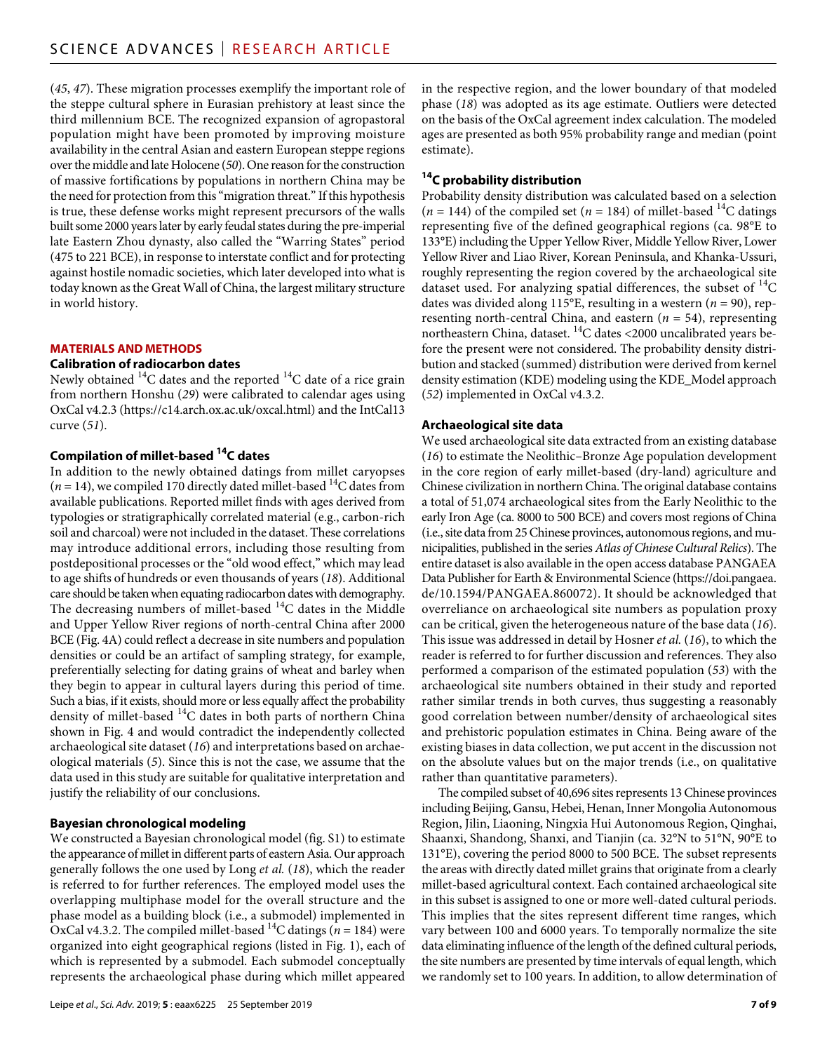(*45*, *47*). These migration processes exemplify the important role of the steppe cultural sphere in Eurasian prehistory at least since the third millennium BCE. The recognized expansion of agropastoral population might have been promoted by improving moisture availability in the central Asian and eastern European steppe regions over the middle and late Holocene (*50*). One reason for the construction of massive fortifications by populations in northern China may be the need for protection from this "migration threat." If this hypothesis is true, these defense works might represent precursors of the walls built some 2000 years later by early feudal states during the pre-imperial late Eastern Zhou dynasty, also called the "Warring States" period (475 to 221 BCE), in response to interstate conflict and for protecting against hostile nomadic societies, which later developed into what is today known as the Great Wall of China, the largest military structure in world history.

## MATERIALS AND METHODS

### Calibration of radiocarbon dates

Newly obtained $^{14}C$ dates and the reported $^{14}C$ date of a rice grain from northern Honshu (*29*) were calibrated to calendar ages using OxCal v4.2.3 (https://c14.arch.ox.ac.uk/oxcal.html) and the IntCal13 curve (*51*).

### Compilation of millet-based $^{14}C$ dates

In addition to the newly obtained datings from millet caryopses ($n = 14$), we compiled 170 directly dated millet-based $^{14}C$ dates from available publications. Reported millet finds with ages derived from typologies or stratigraphically correlated material (e.g., carbon-rich soil and charcoal) were not included in the dataset. These correlations may introduce additional errors, including those resulting from postdepositional processes or the "old wood effect," which may lead to age shifts of hundreds or even thousands of years (*18*). Additional care should be taken when equating radiocarbon dates with demography. The decreasing numbers of millet-based $^{14}C$ dates in the Middle and Upper Yellow River regions of north-central China after 2000 BCE (Fig. 4A) could reflect a decrease in site numbers and population densities or could be an artifact of sampling strategy, for example, preferentially selecting for dating grains of wheat and barley when they begin to appear in cultural layers during this period of time. Such a bias, if it exists, should more or less equally affect the probability density of millet-based $^{14}C$ dates in both parts of northern China shown in Fig. 4 and would contradict the independently collected archaeological site dataset (*16*) and interpretations based on archaeological materials (*5*). Since this is not the case, we assume that the data used in this study are suitable for qualitative interpretation and justify the reliability of our conclusions.

### Bayesian chronological modeling

We constructed a Bayesian chronological model (fig. S1) to estimate the appearance of millet in different parts of eastern Asia. Our approach generally follows the one used by Long *et al.* (*18*), which the reader is referred to for further references. The employed model uses the overlapping multiphase model for the overall structure and the phase model as a building block (i.e., a submodel) implemented in OxCal v4.3.2. The compiled millet-based $^{14}C$ datings ($n = 184$) were organized into eight geographical regions (listed in Fig. 1), each of which is represented by a submodel. Each submodel conceptually represents the archaeological phase during which millet appeared in the respective region, and the lower boundary of that modeled phase (*18*) was adopted as its age estimate. Outliers were detected on the basis of the OxCal agreement index calculation. The modeled ages are presented as both 95% probability range and median (point estimate).

### $^{14}C$ probability distribution

Probability density distribution was calculated based on a selection ($n = 144$) of the compiled set ($n = 184$) of millet-based $^{14}C$ datings representing five of the defined geographical regions (ca. 98°E to 133°E) including the Upper Yellow River, Middle Yellow River, Lower Yellow River and Liao River, Korean Peninsula, and Khanka-Ussuri, roughly representing the region covered by the archaeological site dataset used. For analyzing spatial differences, the subset of $^{14}C$ dates was divided along 115°E, resulting in a western ($n = 90$), representing north-central China, and eastern ($n = 54$), representing northeastern China, dataset. $^{14}C$ dates <2000 uncalibrated years before the present were not considered. The probability density distribution and stacked (summed) distribution were derived from kernel density estimation (KDE) modeling using the KDE_Model approach (*52*) implemented in OxCal v4.3.2.

### Archaeological site data

We used archaeological site data extracted from an existing database (*16*) to estimate the Neolithic–Bronze Age population development in the core region of early millet-based (dry-land) agriculture and Chinese civilization in northern China. The original database contains a total of 51,074 archaeological sites from the Early Neolithic to the early Iron Age (ca. 8000 to 500 BCE) and covers most regions of China (i.e., site data from 25 Chinese provinces, autonomous regions, and municipalities, published in the series *Atlas of Chinese Cultural Relics*). The entire dataset is also available in the open access database PANGAEA Data Publisher for Earth & Environmental Science (https://doi.pangaea.de/10.1594/PANGAEA.860072). It should be acknowledged that overreliance on archaeological site numbers as population proxy can be critical, given the heterogeneous nature of the base data (*16*). This issue was addressed in detail by Hosner *et al.* (*16*), to which the reader is referred to for further discussion and references. They also performed a comparison of the estimated population (*53*) with the archaeological site numbers obtained in their study and reported rather similar trends in both curves, thus suggesting a reasonably good correlation between number/density of archaeological sites and prehistoric population estimates in China. Being aware of the existing biases in data collection, we put accent in the discussion not on the absolute values but on the major trends (i.e., on qualitative rather than quantitative parameters).

The compiled subset of 40,696 sites represents 13 Chinese provinces including Beijing, Gansu, Hebei, Henan, Inner Mongolia Autonomous Region, Jilin, Liaoning, Ningxia Hui Autonomous Region, Qinghai, Shaanxi, Shandong, Shanxi, and Tianjin (ca. 32°N to 51°N, 90°E to 131°E), covering the period 8000 to 500 BCE. The subset represents the areas with directly dated millet grains that originate from a clearly millet-based agricultural context. Each contained archaeological site in this subset is assigned to one or more well-dated cultural periods. This implies that the sites represent different time ranges, which vary between 100 and 6000 years. To temporally normalize the site data eliminating influence of the length of the defined cultural periods, the site numbers are presented by time intervals of equal length, which we randomly set to 100 years. In addition, to allow determination of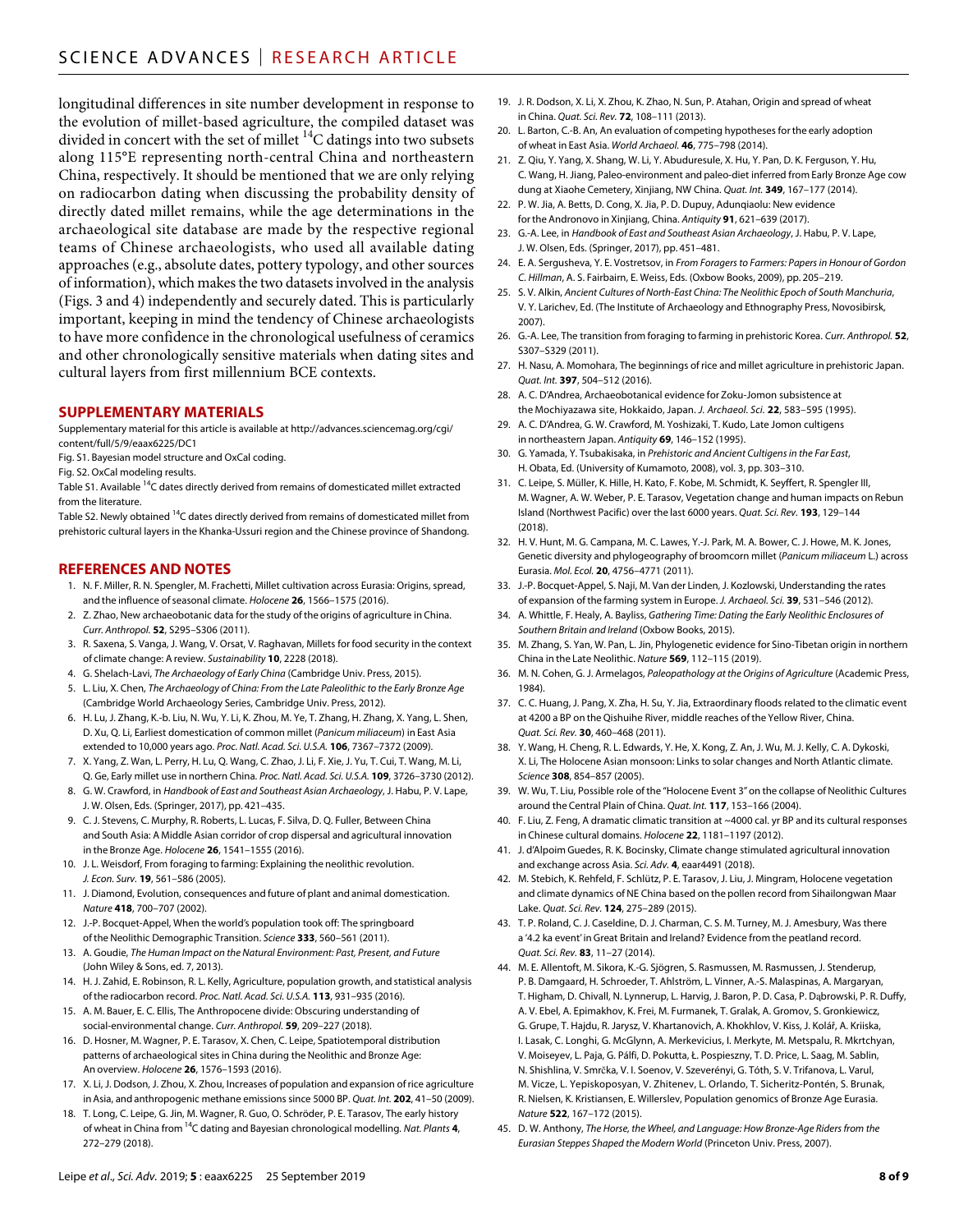longitudinal differences in site number development in response to the evolution of millet-based agriculture, the compiled dataset was divided in concert with the set of millet $^{14}C$ datings into two subsets along 115°E representing north-central China and northeastern China, respectively. It should be mentioned that we are only relying on radiocarbon dating when discussing the probability density of directly dated millet remains, while the age determinations in the archaeological site database are made by the respective regional teams of Chinese archaeologists, who used all available dating approaches (e.g., absolute dates, pottery typology, and other sources of information), which makes the two datasets involved in the analysis (Figs. 3 and 4) independently and securely dated. This is particularly important, keeping in mind the tendency of Chinese archaeologists to have more confidence in the chronological usefulness of ceramics and other chronologically sensitive materials when dating sites and cultural layers from first millennium BCE contexts.

## SUPPLEMENTARY MATERIALS

Supplementary material for this article is available at http://advances.sciencemag.org/cgi/content/full/5/9/eaax6225/DC1

Fig. S1. Bayesian model structure and OxCal coding.

Fig. S2. OxCal modeling results.

Table S1. Available $^{14}C$ dates directly derived from remains of domesticated millet extracted from the literature.

Table S2. Newly obtained $^{14}C$ dates directly derived from remains of domesticated millet from prehistoric cultural layers in the Khanka-Ussuri region and the Chinese province of Shandong.

## REFERENCES AND NOTES

1. N. F. Miller, R. N. Spengler, M. Frachetti, Millet cultivation across Eurasia: Origins, spread, and the influence of seasonal climate. *Holocene* **26**, 1566–1575 (2016).
2. Z. Zhao, New archaeobotanic data for the study of the origins of agriculture in China. *Curr. Anthropol.* **52**, S295–S306 (2011).
3. R. Saxena, S. Vanga, J. Wang, V. Orsat, V. Raghavan, Millets for food security in the context of climate change: A review. *Sustainability* **10**, 2228 (2018).
4. G. Shelach-Lavi, *The Archaeology of Early China* (Cambridge Univ. Press, 2015).
5. L. Liu, X. Chen, *The Archaeology of China: From the Late Paleolithic to the Early Bronze Age* (Cambridge World Archaeology Series, Cambridge Univ. Press, 2012).
6. H. Lu, J. Zhang, K.-b. Liu, N. Wu, Y. Li, K. Zhou, M. Ye, T. Zhang, H. Zhang, X. Yang, L. Shen, D. Xu, Q. Li, Earliest domestication of common millet (*Panicum miliaceum*) in East Asia extended to 10,000 years ago. *Proc. Natl. Acad. Sci. U.S.A.* **106**, 7367–7372 (2009).
7. X. Yang, Z. Wan, L. Perry, H. Lu, Q. Wang, C. Zhao, J. Li, F. Xie, J. Yu, T. Cui, T. Wang, M. Li, Q. Ge, Early millet use in northern China. *Proc. Natl. Acad. Sci. U.S.A.* **109**, 3726–3730 (2012).
8. G. W. Crawford, in *Handbook of East and Southeast Asian Archaeology*, J. Habu, P. V. Lape, J. W. Olsen, Eds. (Springer, 2017), pp. 421–435.
9. C. J. Stevens, C. Murphy, R. Roberts, L. Lucas, F. Silva, D. Q. Fuller, Between China and South Asia: A Middle Asian corridor of crop dispersal and agricultural innovation in the Bronze Age. *Holocene* **26**, 1541–1555 (2016).
10. J. L. Weisdorf, From foraging to farming: Explaining the neolithic revolution. *J. Econ. Surv.* **19**, 561–586 (2005).
11. J. Diamond, Evolution, consequences and future of plant and animal domestication. *Nature* **418**, 700–707 (2002).
12. J.-P. Bocquet-Appel, When the world's population took off: The springboard of the Neolithic Demographic Transition. *Science* **333**, 560–561 (2011).
13. A. Goudie, *The Human Impact on the Natural Environment: Past, Present, and Future* (John Wiley & Sons, ed. 7, 2013).
14. H. J. Zahid, E. Robinson, R. L. Kelly, Agriculture, population growth, and statistical analysis of the radiocarbon record. *Proc. Natl. Acad. Sci. U.S.A.* **113**, 931–935 (2016).
15. A. M. Bauer, E. C. Ellis, The Anthropocene divide: Obscuring understanding of social-environmental change. *Curr. Anthropol.* **59**, 209–227 (2018).
16. D. Hosner, M. Wagner, P. E. Tarasov, X. Chen, C. Leipe, Spatiotemporal distribution patterns of archaeological sites in China during the Neolithic and Bronze Age: An overview. *Holocene* **26**, 1576–1593 (2016).
17. X. Li, J. Dodson, J. Zhou, X. Zhou, Increases of population and expansion of rice agriculture in Asia, and anthropogenic methane emissions since 5000 BP. *Quat. Int.* **202**, 41–50 (2009).
18. T. Long, C. Leipe, G. Jin, M. Wagner, R. Guo, O. Schröder, P. E. Tarasov, The early history of wheat in China from $^{14}C$ dating and Bayesian chronological modelling. *Nat. Plants* **4**, 272–279 (2018).
19. J. R. Dodson, X. Li, X. Zhou, K. Zhao, N. Sun, P. Atahan, Origin and spread of wheat in China. *Quat. Sci. Rev.* **72**, 108–111 (2013).
20. L. Barton, C.-B. An, An evaluation of competing hypotheses for the early adoption of wheat in East Asia. *World Archaeol.* **46**, 775–798 (2014).
21. Z. Qiu, Y. Yang, X. Shang, W. Li, Y. Abuduresule, X. Hu, Y. Pan, D. K. Ferguson, Y. Hu, C. Wang, H. Jiang, Paleo-environment and paleo-diet inferred from Early Bronze Age cow dung at Xiaohe Cemetery, Xinjiang, NW China. *Quat. Int.* **349**, 167–177 (2014).
22. P. W. Jia, A. Betts, D. Cong, X. Jia, P. D. Dupuy, Adunqiaolu: New evidence for the Andronovo in Xinjiang, China. *Antiquity* **91**, 621–639 (2017).
23. G.-A. Lee, in *Handbook of East and Southeast Asian Archaeology*, J. Habu, P. V. Lape, J. W. Olsen, Eds. (Springer, 2017), pp. 451–481.
24. E. A. Sergusheva, Y. E. Vostretsov, in *From Foragers to Farmers: Papers in Honour of Gordon C. Hillman*, A. S. Fairbairn, E. Weiss, Eds. (Oxbow Books, 2009), pp. 205–219.
25. S. V. Alkin, *Ancient Cultures of North-East China: The Neolithic Epoch of South Manchuria*, V. Y. Larichev, Ed. (The Institute of Archaeology and Ethnography Press, Novosibirsk, 2007).
26. G.-A. Lee, The transition from foraging to farming in prehistoric Korea. *Curr. Anthropol.* **52**, S307–S329 (2011).
27. H. Nasu, A. Momohara, The beginnings of rice and millet agriculture in prehistoric Japan. *Quat. Int.* **397**, 504–512 (2016).
28. A. C. D'Andrea, Archaeobotanical evidence for Zoku-Jomon subsistence at the Mochiyazawa site, Hokkaido, Japan. *J. Archaeol. Sci.* **22**, 583–595 (1995).
29. A. C. D'Andrea, G. W. Crawford, M. Yoshizaki, T. Kudo, Late Jomon cultigens in northeastern Japan. *Antiquity* **69**, 146–152 (1995).
30. G. Yamada, Y. Tsubakisaka, in *Prehistoric and Ancient Cultigens in the Far East*, H. Obata, Ed. (University of Kumamoto, 2008), vol. 3, pp. 303–310.
31. C. Leipe, S. Müller, K. Hille, H. Kato, F. Kobe, M. Schmidt, K. Seyffert, R. Spengler III, M. Wagner, A. W. Weber, P. E. Tarasov, Vegetation change and human impacts on Rebun Island (Northwest Pacific) over the last 6000 years. *Quat. Sci. Rev.* **193**, 129–144 (2018).
32. H. V. Hunt, M. G. Campana, M. C. Lawes, Y.-J. Park, M. A. Bower, C. J. Howe, M. K. Jones, Genetic diversity and phylogeography of broomcorn millet (*Panicum miliaceum* L.) across Eurasia. *Mol. Ecol.* **20**, 4756–4771 (2011).
33. J.-P. Bocquet-Appel, S. Naji, M. Van der Linden, J. Kozlowski, Understanding the rates of expansion of the farming system in Europe. *J. Archaeol. Sci.* **39**, 531–546 (2012).
34. A. Whittle, F. Healy, A. Bayliss, *Gathering Time: Dating the Early Neolithic Enclosures of Southern Britain and Ireland* (Oxbow Books, 2015).
35. M. Zhang, S. Yan, W. Pan, L. Jin, Phylogenetic evidence for Sino-Tibetan origin in northern China in the Late Neolithic. *Nature* **569**, 112–115 (2019).
36. M. N. Cohen, G. J. Armelagos, *Paleopathology at the Origins of Agriculture* (Academic Press, 1984).
37. C. C. Huang, J. Pang, X. Zha, H. Su, Y. Jia, Extraordinary floods related to the climatic event at 4200 a BP on the Qishuihe River, middle reaches of the Yellow River, China. *Quat. Sci. Rev.* **30**, 460–468 (2011).
38. Y. Wang, H. Cheng, R. L. Edwards, Y. He, X. Kong, Z. An, J. Wu, M. J. Kelly, C. A. Dykoski, X. Li, The Holocene Asian monsoon: Links to solar changes and North Atlantic climate. *Science* **308**, 854–857 (2005).
39. W. Wu, T. Liu, Possible role of the "Holocene Event 3" on the collapse of Neolithic Cultures around the Central Plain of China. *Quat. Int.* **117**, 153–166 (2004).
40. F. Liu, Z. Feng, A dramatic climatic transition at ~4000 cal. yr BP and its cultural responses in Chinese cultural domains. *Holocene* **22**, 1181–1197 (2012).
41. J. d'Alpoim Guedes, R. K. Bocinsky, Climate change stimulated agricultural innovation and exchange across Asia. *Sci. Adv.* **4**, eaar4491 (2018).
42. M. Stebich, K. Rehfeld, F. Schlütz, P. E. Tarasov, J. Liu, J. Mingram, Holocene vegetation and climate dynamics of NE China based on the pollen record from Sihailongwan Maar Lake. *Quat. Sci. Rev.* **124**, 275–289 (2015).
43. T. P. Roland, C. J. Caseldine, D. J. Charman, C. S. M. Turney, M. J. Amesbury, Was there a '4.2 ka event' in Great Britain and Ireland? Evidence from the peatland record. *Quat. Sci. Rev.* **83**, 11–27 (2014).
44. M. E. Allentoft, M. Sikora, K.-G. Sjögren, S. Rasmussen, M. Rasmussen, J. Stenderup, P. B. Damgaard, H. Schroeder, T. Ahlström, L. Vinner, A.-S. Malaspinas, A. Margaryan, T. Higham, D. Chivall, N. Lynnerup, L. Harvig, J. Baron, P. D. Casa, P. Dąbrowski, P. R. Duffy, A. V. Ebel, A. Epimakhov, K. Frei, M. Furmanek, T. Gralak, A. Gromov, S. Gronkiewicz, G. Grupe, T. Hajdu, R. Jarysz, V. Khartanovich, A. Khokhlov, V. Kiss, J. Kolář, A. Kriiska, I. Lasak, C. Longhi, G. McGlynn, A. Merkevicius, I. Merkyte, M. Metspalu, R. Mkrtchyan, V. Moiseyev, L. Paja, G. Pálfi, D. Pokutta, Ł. Pospieszny, T. D. Price, L. Saag, M. Sablin, N. Shishlina, V. Smrčka, V. I. Soenov, V. Szeverényi, G. Tóth, S. V. Trifanova, L. Varul, M. Vicze, L. Yepiskoposyan, V. Zhitenev, L. Orlando, T. Sicheritz-Pontén, S. Brunak, R. Nielsen, K. Kristiansen, E. Willerslev, Population genomics of Bronze Age Eurasia. *Nature* **522**, 167–172 (2015).
45. D. W. Anthony, *The Horse, the Wheel, and Language: How Bronze-Age Riders from the Eurasian Steppes Shaped the Modern World* (Princeton Univ. Press, 2007).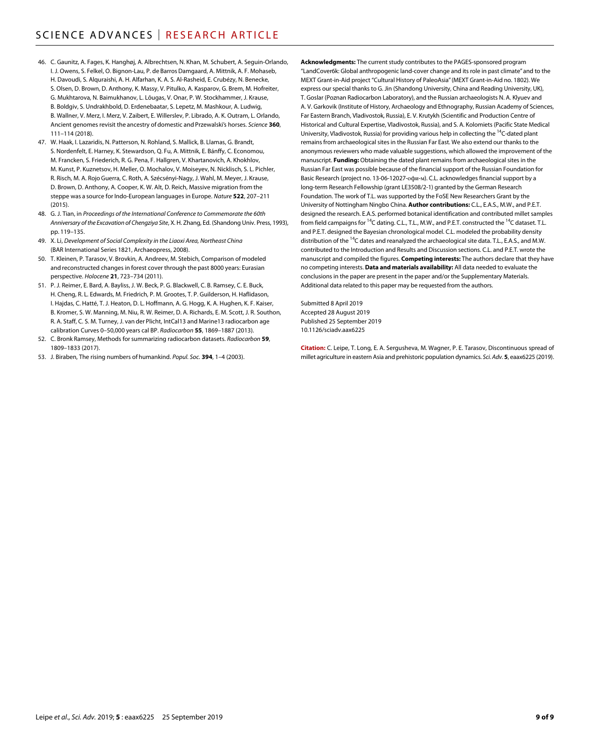46. C. Gaunitz, A. Fages, K. Hanghøj, A. Albrechtsen, N. Khan, M. Schubert, A. Seguin-Orlando, I. J. Owens, S. Felkel, O. Bignon-Lau, P. de Barros Damgaard, A. Mittnik, A. F. Mohaseb, H. Davoudi, S. Alquraishi, A. H. Alfarhan, K. A. S. Al-Rasheid, E. Crubézy, N. Benecke, S. Olsen, D. Brown, D. Anthony, K. Massy, V. Pitulko, A. Kasparov, G. Brem, M. Hofreiter, G. Mukhtarova, N. Baimukhanov, L. Lõugas, V. Onar, P. W. Stockhammer, J. Krause, B. Boldgiv, S. Undrakhbold, D. Erdenebaatar, S. Lepetz, M. Mashkour, A. Ludwig, B. Wallner, V. Merz, I. Merz, V. Zaibert, E. Willerslev, P. Librado, A. K. Outram, L. Orlando, Ancient genomes revisit the ancestry of domestic and Przewalski's horses. *Science* **360**, 111–114 (2018).
47. W. Haak, I. Lazaridis, N. Patterson, N. Rohland, S. Mallick, B. Llamas, G. Brandt, S. Nordenfelt, E. Harney, K. Stewardson, Q. Fu, A. Mittnik, E. Bánffy, C. Economou, M. Francken, S. Friederich, R. G. Pena, F. Hallgren, V. Khartanovich, A. Khokhlov, M. Kunst, P. Kuznetsov, H. Meller, O. Mochalov, V. Moiseyev, N. Nicklisch, S. L. Pichler, R. Risch, M. A. Rojo Guerra, C. Roth, A. Szécsényi-Nagy, J. Wahl, M. Meyer, J. Krause, D. Brown, D. Anthony, A. Cooper, K. W. Alt, D. Reich, Massive migration from the steppe was a source for Indo-European languages in Europe. *Nature* **522**, 207–211 (2015).
48. G. J. Tian, in *Proceedings of the International Conference to Commemorate the 60th Anniversary of the Excavation of Chengziya Site*, X. H. Zhang, Ed. (Shandong Univ. Press, 1993), pp. 119–135.
49. X. Li, *Development of Social Complexity in the Liaoxi Area, Northeast China* (BAR International Series 1821, Archaeopress, 2008).
50. T. Kleinen, P. Tarasov, V. Brovkin, A. Andreev, M. Stebich, Comparison of modeled and reconstructed changes in forest cover through the past 8000 years: Eurasian perspective. *Holocene* **21**, 723–734 (2011).
51. P. J. Reimer, E. Bard, A. Bayliss, J. W. Beck, P. G. Blackwell, C. B. Ramsey, C. E. Buck, H. Cheng, R. L. Edwards, M. Friedrich, P. M. Grootes, T. P. Guilderson, H. Haflidason, I. Hajdas, C. Hatté, T. J. Heaton, D. L. Hoffmann, A. G. Hogg, K. A. Hughen, K. F. Kaiser, B. Kromer, S. W. Manning, M. Niu, R. W. Reimer, D. A. Richards, E. M. Scott, J. R. Southon, R. A. Staff, C. S. M. Turney, J. van der Plicht, IntCal13 and Marine13 radiocarbon age calibration Curves 0–50,000 years cal BP. *Radiocarbon* **55**, 1869–1887 (2013).
52. C. Bronk Ramsey, Methods for summarizing radiocarbon datasets. *Radiocarbon* **59**, 1809–1833 (2017).
53. J. Biraben, The rising numbers of humankind. *Popul. Soc.* **394**, 1–4 (2003).

**Acknowledgments:** The current study contributes to the PAGES-sponsored program "LandCover6k: Global anthropogenic land-cover change and its role in past climate" and to the MEXT Grant-in-Aid project "Cultural History of PaleoAsia" (MEXT Grant-in-Aid no. 1802). We express our special thanks to G. Jin (Shandong University, China and Reading University, UK), T. Goslar (Poznan Radiocarbon Laboratory), and the Russian archaeologists N. A. Klyuev and A. V. Garkovik (Institute of History, Archaeology and Ethnography, Russian Academy of Sciences, Far Eastern Branch, Vladivostok, Russia), E. V. Krutykh (Scientific and Production Centre of Historical and Cultural Expertise, Vladivostok, Russia), and S. A. Kolomiets (Pacific State Medical University, Vladivostok, Russia) for providing various help in collecting the $^{14}$C-dated plant remains from archaeological sites in the Russian Far East. We also extend our thanks to the anonymous reviewers who made valuable suggestions, which allowed the improvement of the manuscript. **Funding:** Obtaining the dated plant remains from archaeological sites in the Russian Far East was possible because of the financial support of the Russian Foundation for Basic Research (project no. 13-06-12027-офи-м). C.L. acknowledges financial support by a long-term Research Fellowship (grant LE3508/2-1) granted by the German Research Foundation. The work of T.L. was supported by the FoSE New Researchers Grant by the University of Nottingham Ningbo China. **Author contributions:** C.L., E.A.S., M.W., and P.E.T. designed the research. E.A.S. performed botanical identification and contributed millet samples from field campaigns for $^{14}$C dating. C.L., T.L., M.W., and P.E.T. constructed the $^{14}$C dataset. T.L. and P.E.T. designed the Bayesian chronological model. C.L. modeled the probability density distribution of the $^{14}$C dates and reanalyzed the archaeological site data. T.L., E.A.S., and M.W. contributed to the Introduction and Results and Discussion sections. C.L. and P.E.T. wrote the manuscript and compiled the figures. **Competing interests:** The authors declare that they have no competing interests. **Data and materials availability:** All data needed to evaluate the conclusions in the paper are present in the paper and/or the Supplementary Materials. Additional data related to this paper may be requested from the authors.

Submitted 8 April 2019
Accepted 28 August 2019
Published 25 September 2019
10.1126/sciadv.aax6225

**Citation:** C. Leipe, T. Long, E. A. Sergusheva, M. Wagner, P. E. Tarasov, Discontinuous spread of millet agriculture in eastern Asia and prehistoric population dynamics. *Sci. Adv.* **5**, eaax6225 (2019).